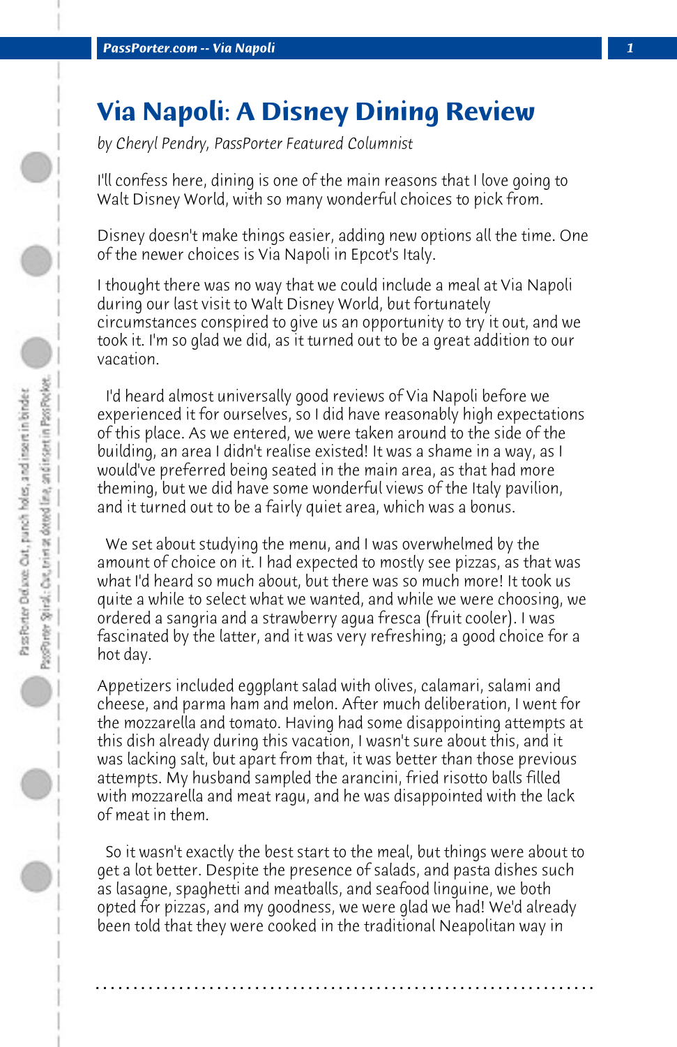# Via Napoli: A Disney Dining Review

*by Cheryl Pendry, PassPorter Featured Columnist*

I'll confess here, dining is one of the main reasons that I love going to Walt Disney World, with so many wonderful choices to pick from.

Disney doesn't make things easier, adding new options all the time. One of the newer choices is Via Napoli in Epcot's Italy.

I thought there was no way that we could include a meal at Via Napoli during our last visit to Walt Disney World, but fortunately circumstances conspired to give us an opportunity to try it out, and we took it. I'm so glad we did, as it turned out to be a great addition to our vacation.

I'd heard almost universally good reviews of Via Napoli before we experienced it for ourselves, so I did have reasonably high expectations of this place. As we entered, we were taken around to the side of the building, an area I didn't realise existed! It was a shame in a way, as I would've preferred being seated in the main area, as that had more theming, but we did have some wonderful views of the Italy pavilion, and it turned out to be a fairly quiet area, which was a bonus.

We set about studying the menu, and I was overwhelmed by the amount of choice on it. I had expected to mostly see pizzas, as that was what I'd heard so much about, but there was so much more! It took us quite a while to select what we wanted, and while we were choosing, we ordered a sangria and a strawberry agua fresca (fruit cooler). I was fascinated by the latter, and it was very refreshing; a good choice for a hot day.

Appetizers included eggplant salad with olives, calamari, salami and cheese, and parma ham and melon. After much deliberation, I went for the mozzarella and tomato. Having had some disappointing attempts at this dish already during this vacation, I wasn't sure about this, and it was lacking salt, but apart from that, it was better than those previous attempts. My husband sampled the arancini, fried risotto balls filled with mozzarella and meat ragu, and he was disappointed with the lack of meat in them.

So it wasn't exactly the best start to the meal, but things were about to get a lot better. Despite the presence of salads, and pasta dishes such as lasagne, spaghetti and meatballs, and seafood linguine, we both opted for pizzas, and my goodness, we were glad we had! We'd already been told that they were cooked in the traditional Neapolitan way in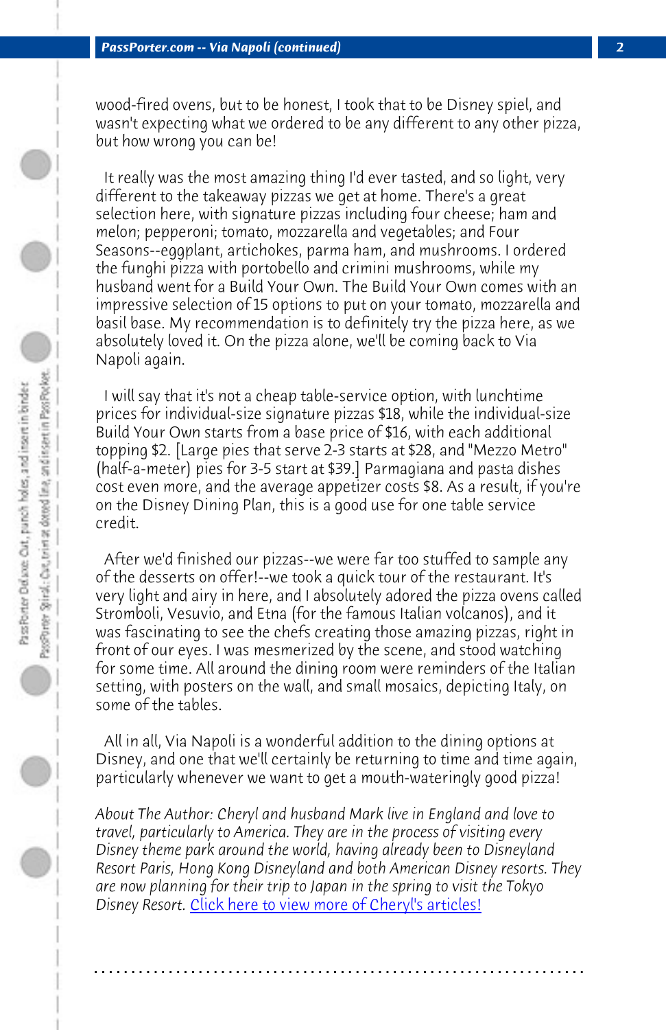wood-fired ovens, but to be honest, I took that to be Disney spiel, and wasn't expecting what we ordered to be any different to any other pizza, but how wrong you can be!

It really was the most amazing thing I'd ever tasted, and so light, very different to the takeaway pizzas we get at home. There's a great selection here, with signature pizzas including four cheese; ham and melon; pepperoni; tomato, mozzarella and vegetables; and Four Seasons--eggplant, artichokes, parma ham, and mushrooms. I ordered the funghi pizza with portobello and crimini mushrooms, while my husband went for a Build Your Own. The Build Your Own comes with an impressive selection of 15 options to put on your tomato, mozzarella and basil base. My recommendation is to definitely try the pizza here, as we absolutely loved it. On the pizza alone, we'll be coming back to Via Napoli again.

I will say that it's not a cheap table-service option, with lunchtime prices for individual-size signature pizzas $18, while the individual-size Build Your Own starts from a base price of $16, with each additional topping $2. [Large pies that serve 2-3 starts at $28, and "Mezzo Metro" (half-a-meter) pies for 3-5 start at $39.] Parmagiana and pasta dishes cost even more, and the average appetizer costs $8. As a result, if you're on the Disney Dining Plan, this is a good use for one table service credit.

After we'd finished our pizzas--we were far too stuffed to sample any of the desserts on offer!--we took a quick tour of the restaurant. It's very light and airy in here, and I absolutely adored the pizza ovens called Stromboli, Vesuvio, and Etna (for the famous Italian volcanos), and it was fascinating to see the chefs creating those amazing pizzas, right in front of our eyes. I was mesmerized by the scene, and stood watching for some time. All around the dining room were reminders of the Italian setting, with posters on the wall, and small mosaics, depicting Italy, on some of the tables.

All in all, Via Napoli is a wonderful addition to the dining options at Disney, and one that we'll certainly be returning to time and time again, particularly whenever we want to get a mouth-wateringly good pizza!

*About The Author: Cheryl and husband Mark live in England and love to travel, particularly to America. They are in the process of visiting every Disney theme park around the world, having already been to Disneyland Resort Paris, Hong Kong Disneyland and both American Disney resorts. They are now planning for their trip to Japan in the spring to visit the Tokyo Disney Resort.* Click here to view more of Cheryl's articles!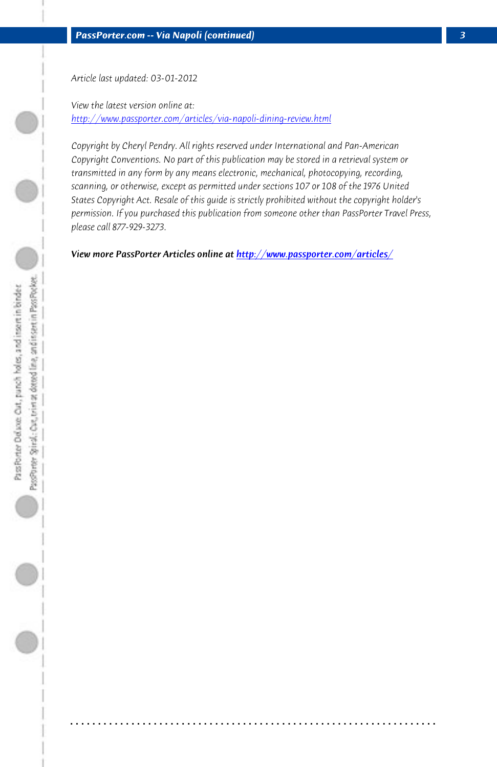*Article last updated: 03-01-2012*

*View the latest version online at:*
*http://www.passporter.com/articles/via-napoli-dining-review.html*

*Copyright by Cheryl Pendry. All rights reserved under International and Pan-American Copyright Conventions. No part of this publication may be stored in a retrieval system or transmitted in any form by any means electronic, mechanical, photocopying, recording, scanning, or otherwise, except as permitted under sections 107 or 108 of the 1976 United States Copyright Act. Resale of this guide is strictly prohibited without the copyright holder's permission. If you purchased this publication from someone other than PassPorter Travel Press, please call 877-929-3273.*

***View more PassPorter Articles online at http://www.passporter.com/articles/***